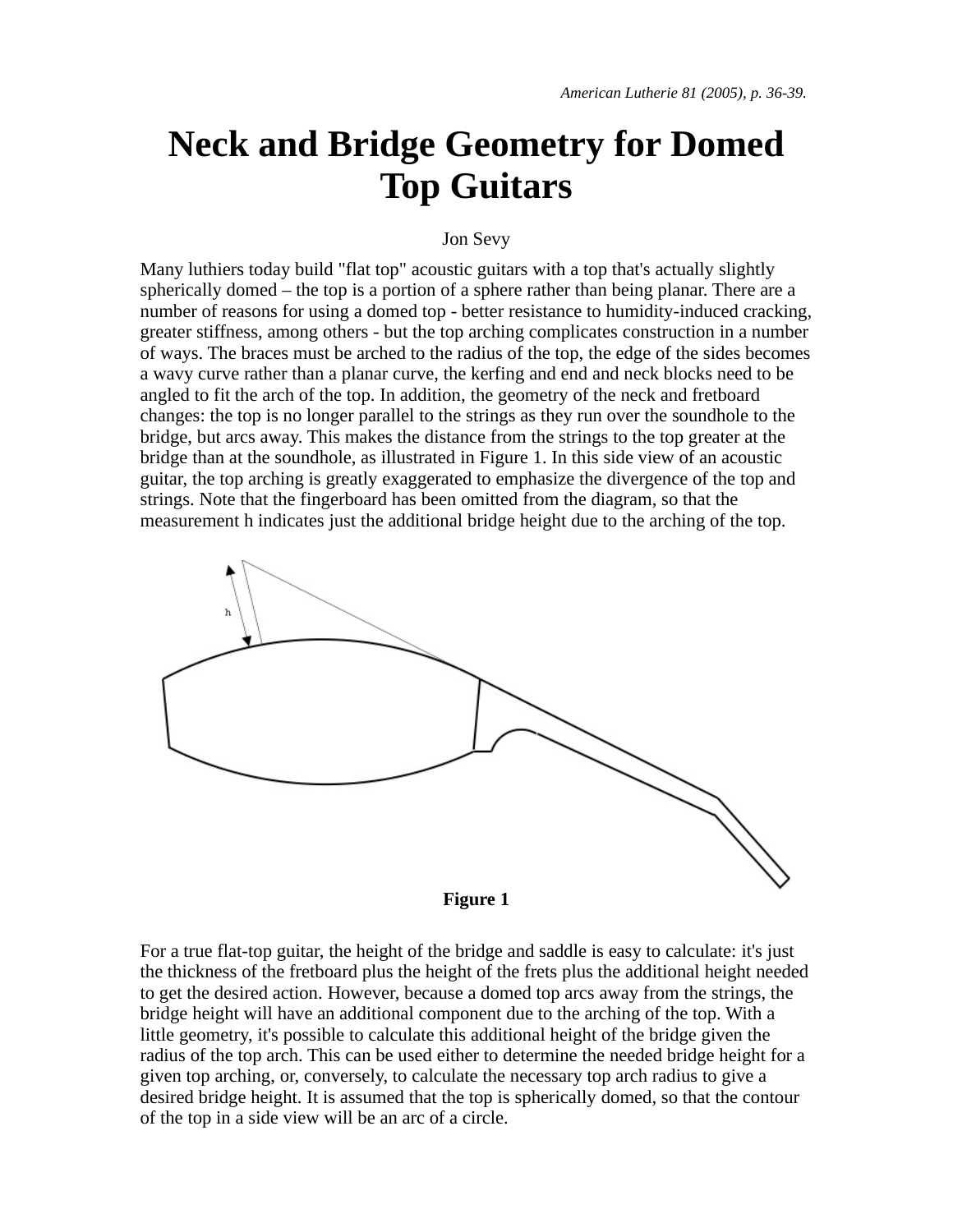# Neck and Bridge Geometry for Domed Top Guitars

Jon Sevy

Many luthiers today build "flat top" acoustic guitars with a top that's actually slightly spherically domed – the top is a portion of a sphere rather than being planar. There are a number of reasons for using a domed top - better resistance to humidity-induced cracking, greater stiffness, among others - but the top arching complicates construction in a number of ways. The braces must be arched to the radius of the top, the edge of the sides becomes a wavy curve rather than a planar curve, the kerfing and end and neck blocks need to be angled to fit the arch of the top. In addition, the geometry of the neck and fretboard changes: the top is no longer parallel to the strings as they run over the soundhole to the bridge, but arcs away. This makes the distance from the strings to the top greater at the bridge than at the soundhole, as illustrated in Figure 1. In this side view of an acoustic guitar, the top arching is greatly exaggerated to emphasize the divergence of the top and strings. Note that the fingerboard has been omitted from the diagram, so that the measurement h indicates just the additional bridge height due to the arching of the top.

**Figure 1**

For a true flat-top guitar, the height of the bridge and saddle is easy to calculate: it's just the thickness of the fretboard plus the height of the frets plus the additional height needed to get the desired action. However, because a domed top arcs away from the strings, the bridge height will have an additional component due to the arching of the top. With a little geometry, it's possible to calculate this additional height of the bridge given the radius of the top arch. This can be used either to determine the needed bridge height for a given top arching, or, conversely, to calculate the necessary top arch radius to give a desired bridge height. It is assumed that the top is spherically domed, so that the contour of the top in a side view will be an arc of a circle.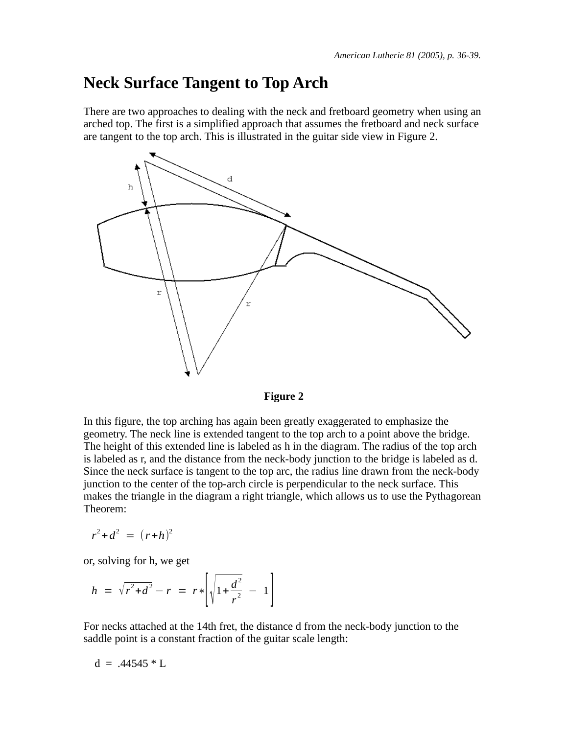# Neck Surface Tangent to Top Arch

There are two approaches to dealing with the neck and fretboard geometry when using an arched top. The first is a simplified approach that assumes the fretboard and neck surface are tangent to the top arch. This is illustrated in the guitar side view in Figure 2.

**Figure 2**

In this figure, the top arching has again been greatly exaggerated to emphasize the geometry. The neck line is extended tangent to the top arch to a point above the bridge. The height of this extended line is labeled as h in the diagram. The radius of the top arch is labeled as r, and the distance from the neck-body junction to the bridge is labeled as d. Since the neck surface is tangent to the top arc, the radius line drawn from the neck-body junction to the center of the top-arch circle is perpendicular to the neck surface. This makes the triangle in the diagram a right triangle, which allows us to use the Pythagorean Theorem:

$$r^2 + d^2 \; = \; (r + h)^2$$

or, solving for h, we get

$$h \; = \; \sqrt{r^2 + d^2} - r \; = \; r * \left[ \sqrt{1 + \frac{d^2}{r^2}} \; - \; 1 \right]$$

For necks attached at the 14th fret, the distance d from the neck-body junction to the saddle point is a constant fraction of the guitar scale length:

$$d \; = \; .44545 * L$$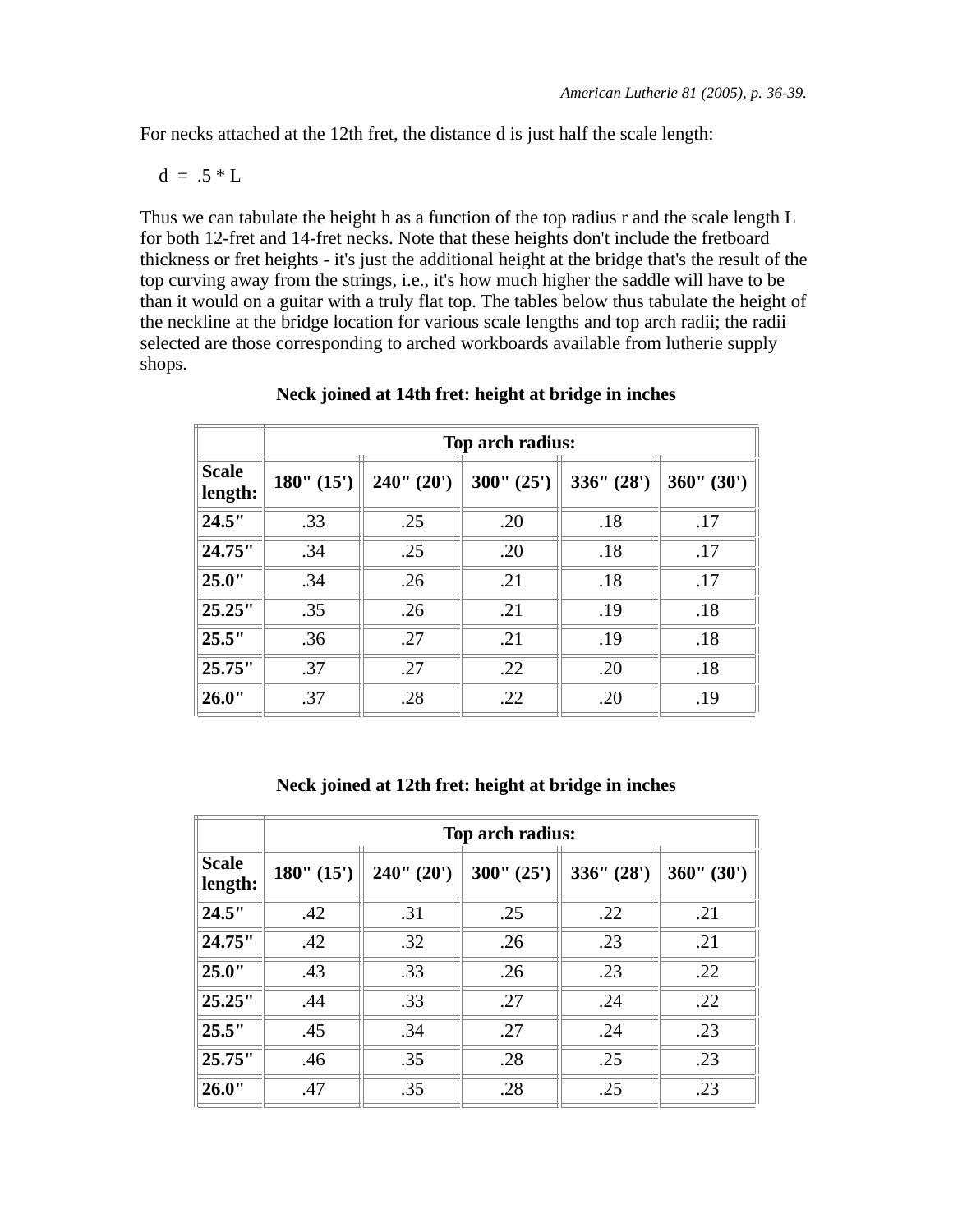For necks attached at the 12th fret, the distance d is just half the scale length:

$$d = .5 * L$$

Thus we can tabulate the height h as a function of the top radius r and the scale length L for both 12-fret and 14-fret necks. Note that these heights don't include the fretboard thickness or fret heights - it's just the additional height at the bridge that's the result of the top curving away from the strings, i.e., it's how much higher the saddle will have to be than it would on a guitar with a truly flat top. The tables below thus tabulate the height of the neckline at the bridge location for various scale lengths and top arch radii; the radii selected are those corresponding to arched workboards available from lutherie supply shops.

**Neck joined at 14th fret: height at bridge in inches**

| | **Top arch radius:** | | | | |
|---|---|---|---|---|---|
| **Scale length:** | **180" (15')** | **240" (20')** | **300" (25')** | **336" (28')** | **360" (30')** |
| **24.5"** | .33 | .25 | .20 | .18 | .17 |
| **24.75"** | .34 | .25 | .20 | .18 | .17 |
| **25.0"** | .34 | .26 | .21 | .18 | .17 |
| **25.25"** | .35 | .26 | .21 | .19 | .18 |
| **25.5"** | .36 | .27 | .21 | .19 | .18 |
| **25.75"** | .37 | .27 | .22 | .20 | .18 |
| **26.0"** | .37 | .28 | .22 | .20 | .19 |

**Neck joined at 12th fret: height at bridge in inches**

| | **Top arch radius:** | | | | |
|---|---|---|---|---|---|
| **Scale length:** | **180" (15')** | **240" (20')** | **300" (25')** | **336" (28')** | **360" (30')** |
| **24.5"** | .42 | .31 | .25 | .22 | .21 |
| **24.75"** | .42 | .32 | .26 | .23 | .21 |
| **25.0"** | .43 | .33 | .26 | .23 | .22 |
| **25.25"** | .44 | .33 | .27 | .24 | .22 |
| **25.5"** | .45 | .34 | .27 | .24 | .23 |
| **25.75"** | .46 | .35 | .28 | .25 | .23 |
| **26.0"** | .47 | .35 | .28 | .25 | .23 |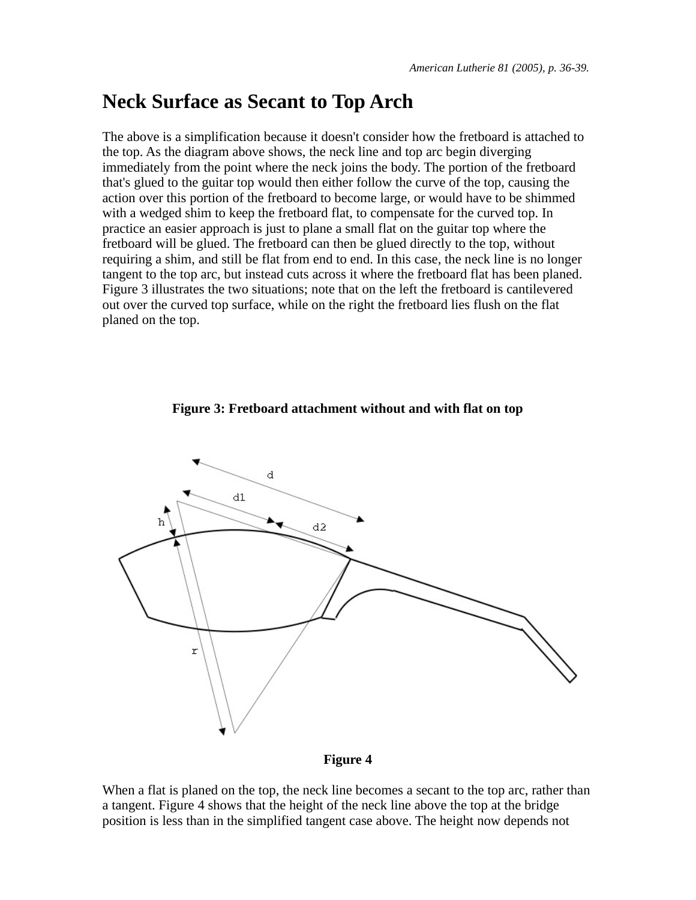# Neck Surface as Secant to Top Arch

The above is a simplification because it doesn't consider how the fretboard is attached to the top. As the diagram above shows, the neck line and top arc begin diverging immediately from the point where the neck joins the body. The portion of the fretboard that's glued to the guitar top would then either follow the curve of the top, causing the action over this portion of the fretboard to become large, or would have to be shimmed with a wedged shim to keep the fretboard flat, to compensate for the curved top. In practice an easier approach is just to plane a small flat on the guitar top where the fretboard will be glued. The fretboard can then be glued directly to the top, without requiring a shim, and still be flat from end to end. In this case, the neck line is no longer tangent to the top arc, but instead cuts across it where the fretboard flat has been planed. Figure 3 illustrates the two situations; note that on the left the fretboard is cantilevered out over the curved top surface, while on the right the fretboard lies flush on the flat planed on the top.

**Figure 3: Fretboard attachment without and with flat on top**

**Figure 4**

When a flat is planed on the top, the neck line becomes a secant to the top arc, rather than a tangent. Figure 4 shows that the height of the neck line above the top at the bridge position is less than in the simplified tangent case above. The height now depends not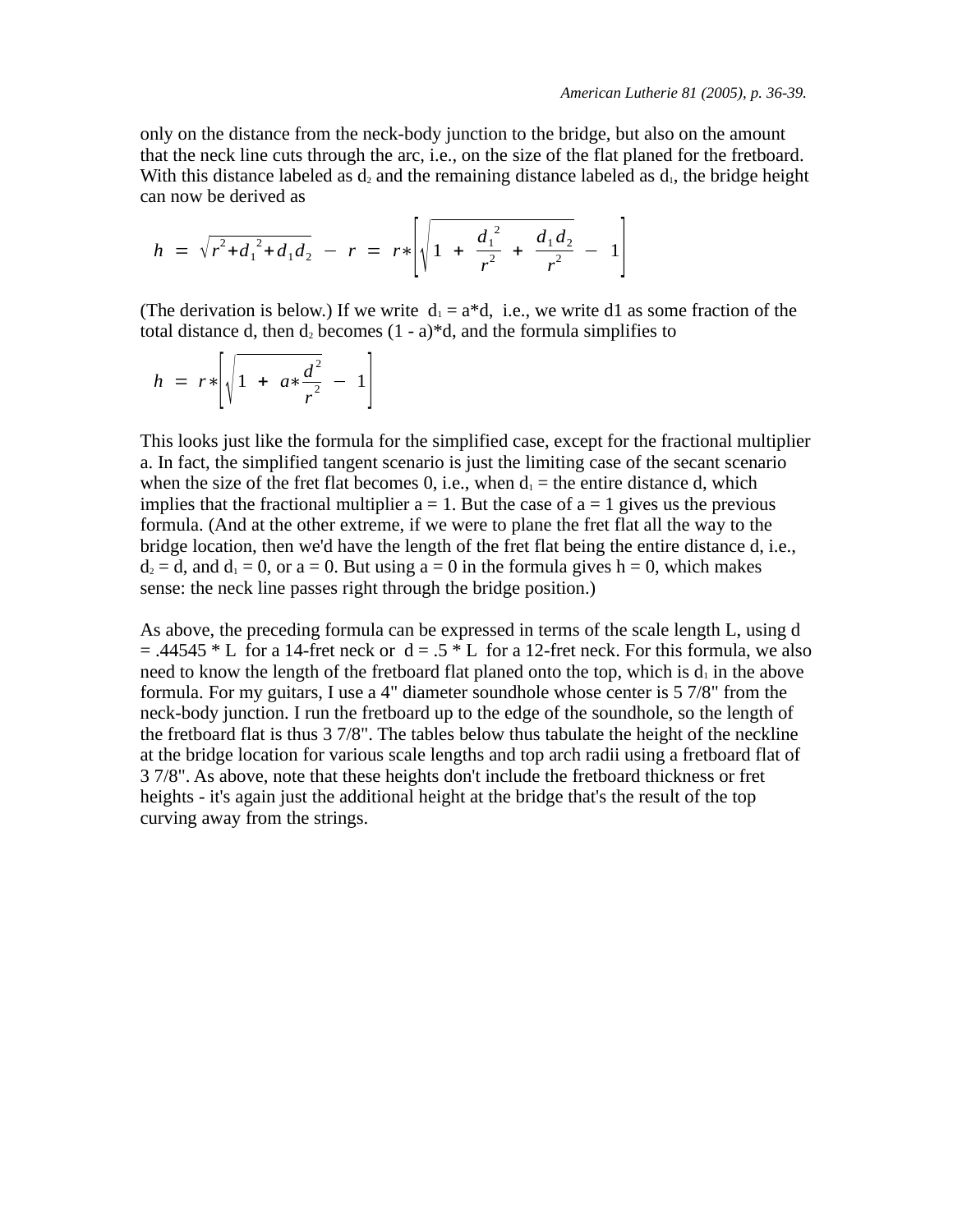only on the distance from the neck-body junction to the bridge, but also on the amount that the neck line cuts through the arc, i.e., on the size of the flat planed for the fretboard. With this distance labeled as $d_2$ and the remaining distance labeled as $d_1$, the bridge height can now be derived as

$$h = \sqrt{r^2 + {d_1}^2 + d_1 d_2} - r = r * \left[ \sqrt{1 + \frac{{d_1}^2}{r^2} + \frac{d_1 d_2}{r^2}} - 1 \right]$$

(The derivation is below.) If we write $d_1 = a*d$, i.e., we write d1 as some fraction of the total distance d, then $d_2$ becomes (1 - a)*d, and the formula simplifies to

$$h = r * \left[ \sqrt{1 + a * \frac{d^2}{r^2}} - 1 \right]$$

This looks just like the formula for the simplified case, except for the fractional multiplier a. In fact, the simplified tangent scenario is just the limiting case of the secant scenario when the size of the fret flat becomes 0, i.e., when $d_1$ = the entire distance d, which implies that the fractional multiplier a = 1. But the case of a = 1 gives us the previous formula. (And at the other extreme, if we were to plane the fret flat all the way to the bridge location, then we'd have the length of the fret flat being the entire distance d, i.e., $d_2 = d$, and $d_1 = 0$, or a = 0. But using a = 0 in the formula gives h = 0, which makes sense: the neck line passes right through the bridge position.)

As above, the preceding formula can be expressed in terms of the scale length L, using d = .44545 * L for a 14-fret neck or d = .5 * L for a 12-fret neck. For this formula, we also need to know the length of the fretboard flat planed onto the top, which is $d_1$ in the above formula. For my guitars, I use a 4" diameter soundhole whose center is 5 7/8" from the neck-body junction. I run the fretboard up to the edge of the soundhole, so the length of the fretboard flat is thus 3 7/8". The tables below thus tabulate the height of the neckline at the bridge location for various scale lengths and top arch radii using a fretboard flat of 3 7/8". As above, note that these heights don't include the fretboard thickness or fret heights - it's again just the additional height at the bridge that's the result of the top curving away from the strings.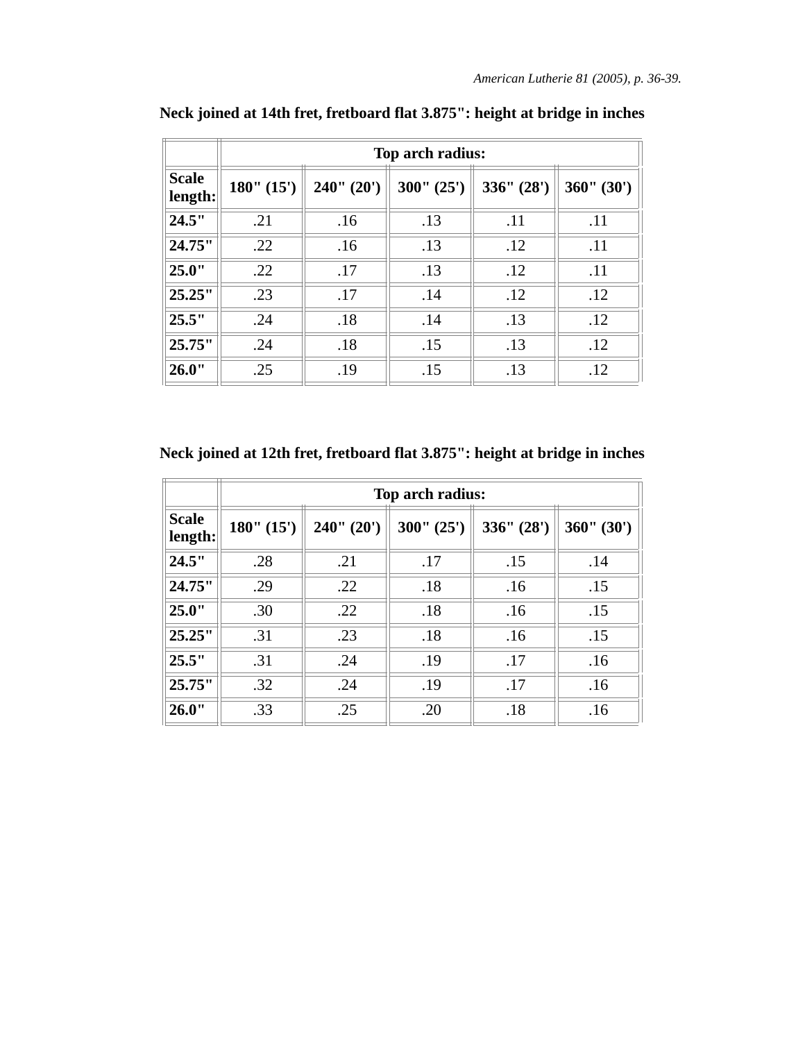**Neck joined at 14th fret, fretboard flat 3.875": height at bridge in inches**

| | Top arch radius: | | | | |
|---|---|---|---|---|---|
| **Scale length:** | **180" (15')** | **240" (20')** | **300" (25')** | **336" (28')** | **360" (30')** |
| **24.5"** | .21 | .16 | .13 | .11 | .11 |
| **24.75"** | .22 | .16 | .13 | .12 | .11 |
| **25.0"** | .22 | .17 | .13 | .12 | .11 |
| **25.25"** | .23 | .17 | .14 | .12 | .12 |
| **25.5"** | .24 | .18 | .14 | .13 | .12 |
| **25.75"** | .24 | .18 | .15 | .13 | .12 |
| **26.0"** | .25 | .19 | .15 | .13 | .12 |

**Neck joined at 12th fret, fretboard flat 3.875": height at bridge in inches**

| | Top arch radius: | | | | |
|---|---|---|---|---|---|
| **Scale length:** | **180" (15')** | **240" (20')** | **300" (25')** | **336" (28')** | **360" (30')** |
| **24.5"** | .28 | .21 | .17 | .15 | .14 |
| **24.75"** | .29 | .22 | .18 | .16 | .15 |
| **25.0"** | .30 | .22 | .18 | .16 | .15 |
| **25.25"** | .31 | .23 | .18 | .16 | .15 |
| **25.5"** | .31 | .24 | .19 | .17 | .16 |
| **25.75"** | .32 | .24 | .19 | .17 | .16 |
| **26.0"** | .33 | .25 | .20 | .18 | .16 |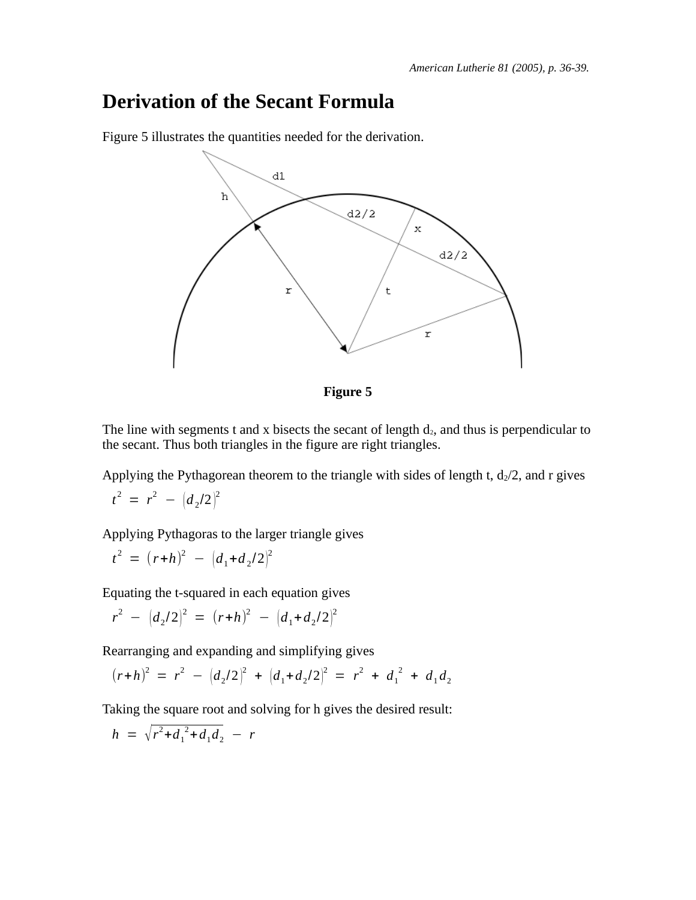# Derivation of the Secant Formula

Figure 5 illustrates the quantities needed for the derivation.

d1
h
d2/2
x
d2/2
r
t
r

**Figure 5**

The line with segments t and x bisects the secant of length $d_2$, and thus is perpendicular to the secant. Thus both triangles in the figure are right triangles.

Applying the Pythagorean theorem to the triangle with sides of length t, $d_2/2$, and r gives

$$t^2 = r^2 - (d_2/2)^2$$

Applying Pythagoras to the larger triangle gives

$$t^2 = (r+h)^2 - (d_1+d_2/2)^2$$

Equating the t-squared in each equation gives

$$r^2 - (d_2/2)^2 = (r+h)^2 - (d_1+d_2/2)^2$$

Rearranging and expanding and simplifying gives

$$(r+h)^2 = r^2 - (d_2/2)^2 + (d_1+d_2/2)^2 = r^2 + d_1^2 + d_1 d_2$$

Taking the square root and solving for h gives the desired result:

$$h = \sqrt{r^2+d_1^2+d_1 d_2} - r$$